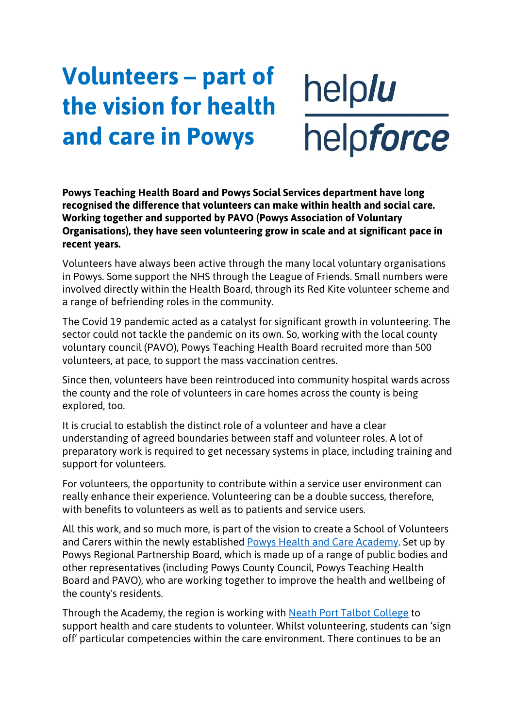# Volunteers – part of the vision for health and care in Powys

help*lu*

help*force*

**Powys Teaching Health Board and Powys Social Services department have long recognised the difference that volunteers can make within health and social care. Working together and supported by PAVO (Powys Association of Voluntary Organisations), they have seen volunteering grow in scale and at significant pace in recent years.**

Volunteers have always been active through the many local voluntary organisations in Powys. Some support the NHS through the League of Friends. Small numbers were involved directly within the Health Board, through its Red Kite volunteer scheme and a range of befriending roles in the community.

The Covid 19 pandemic acted as a catalyst for significant growth in volunteering. The sector could not tackle the pandemic on its own. So, working with the local county voluntary council (PAVO), Powys Teaching Health Board recruited more than 500 volunteers, at pace, to support the mass vaccination centres.

Since then, volunteers have been reintroduced into community hospital wards across the county and the role of volunteers in care homes across the county is being explored, too.

It is crucial to establish the distinct role of a volunteer and have a clear understanding of agreed boundaries between staff and volunteer roles. A lot of preparatory work is required to get necessary systems in place, including training and support for volunteers.

For volunteers, the opportunity to contribute within a service user environment can really enhance their experience. Volunteering can be a double success, therefore, with benefits to volunteers as well as to patients and service users.

All this work, and so much more, is part of the vision to create a School of Volunteers and Carers within the newly established Powys Health and Care Academy. Set up by Powys Regional Partnership Board, which is made up of a range of public bodies and other representatives (including Powys County Council, Powys Teaching Health Board and PAVO), who are working together to improve the health and wellbeing of the county's residents.

Through the Academy, the region is working with Neath Port Talbot College to support health and care students to volunteer. Whilst volunteering, students can 'sign off' particular competencies within the care environment. There continues to be an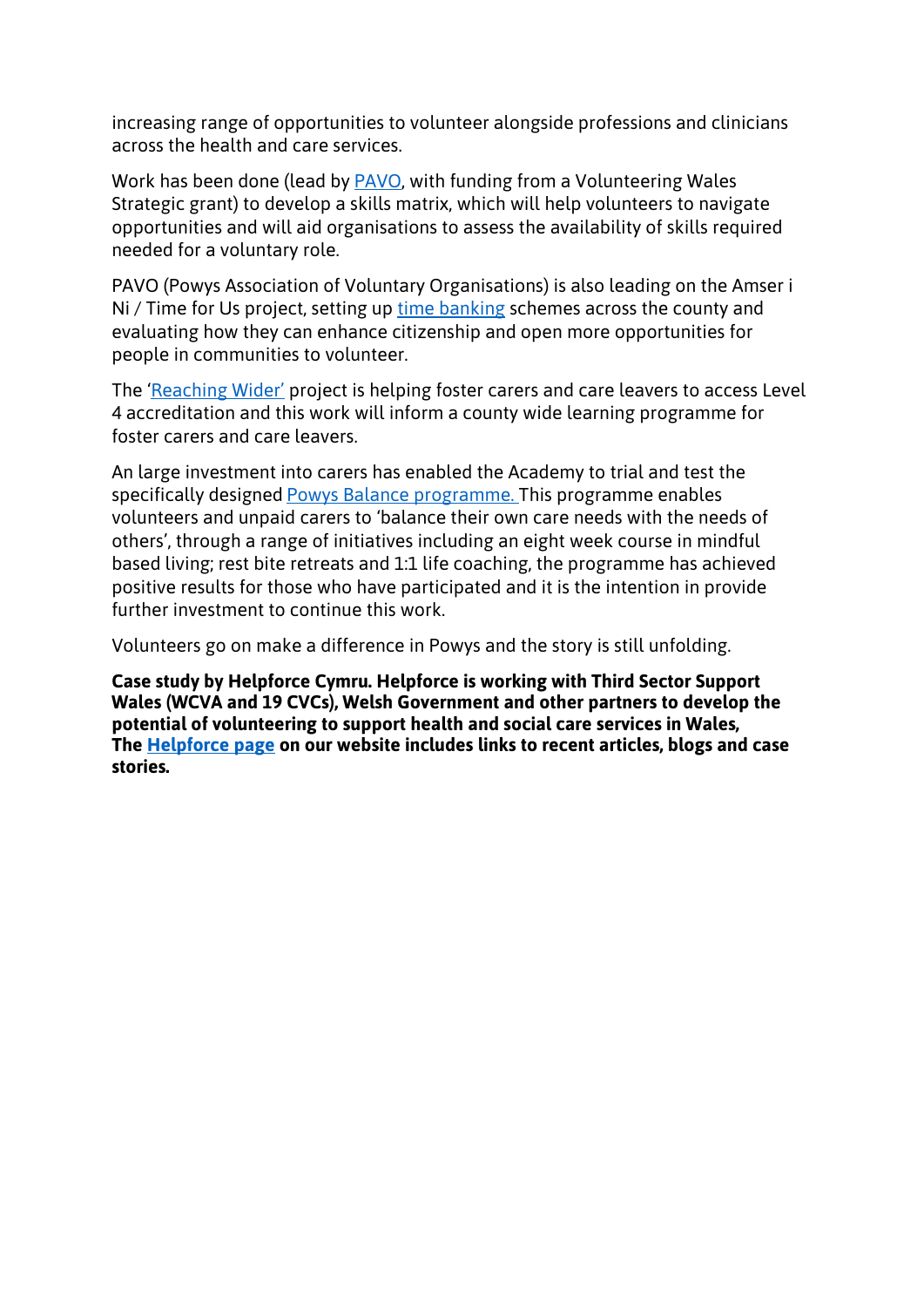increasing range of opportunities to volunteer alongside professions and clinicians across the health and care services.

Work has been done (lead by PAVO, with funding from a Volunteering Wales Strategic grant) to develop a skills matrix, which will help volunteers to navigate opportunities and will aid organisations to assess the availability of skills required needed for a voluntary role.

PAVO (Powys Association of Voluntary Organisations) is also leading on the Amser i Ni / Time for Us project, setting up time banking schemes across the county and evaluating how they can enhance citizenship and open more opportunities for people in communities to volunteer.

The 'Reaching Wider' project is helping foster carers and care leavers to access Level 4 accreditation and this work will inform a county wide learning programme for foster carers and care leavers.

An large investment into carers has enabled the Academy to trial and test the specifically designed Powys Balance programme. This programme enables volunteers and unpaid carers to 'balance their own care needs with the needs of others', through a range of initiatives including an eight week course in mindful based living; rest bite retreats and 1:1 life coaching, the programme has achieved positive results for those who have participated and it is the intention in provide further investment to continue this work.

Volunteers go on make a difference in Powys and the story is still unfolding.

**Case study by Helpforce Cymru. Helpforce is working with Third Sector Support Wales (WCVA and 19 CVCs), Welsh Government and other partners to develop the potential of volunteering to support health and social care services in Wales, The Helpforce page on our website includes links to recent articles, blogs and case stories.**